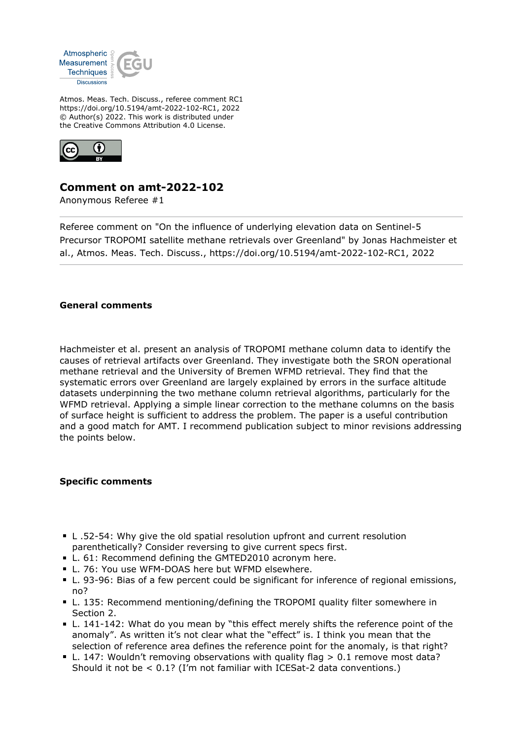Atmos. Meas. Tech. Discuss., referee comment RC1
https://doi.org/10.5194/amt-2022-102-RC1, 2022
© Author(s) 2022. This work is distributed under
the Creative Commons Attribution 4.0 License.

## Comment on amt-2022-102

Anonymous Referee #1

Referee comment on "On the influence of underlying elevation data on Sentinel-5 Precursor TROPOMI satellite methane retrievals over Greenland" by Jonas Hachmeister et al., Atmos. Meas. Tech. Discuss., https://doi.org/10.5194/amt-2022-102-RC1, 2022

### General comments

Hachmeister et al. present an analysis of TROPOMI methane column data to identify the causes of retrieval artifacts over Greenland. They investigate both the SRON operational methane retrieval and the University of Bremen WFMD retrieval. They find that the systematic errors over Greenland are largely explained by errors in the surface altitude datasets underpinning the two methane column retrieval algorithms, particularly for the WFMD retrieval. Applying a simple linear correction to the methane columns on the basis of surface height is sufficient to address the problem. The paper is a useful contribution and a good match for AMT. I recommend publication subject to minor revisions addressing the points below.

### Specific comments

- L .52-54: Why give the old spatial resolution upfront and current resolution parenthetically? Consider reversing to give current specs first.
- L. 61: Recommend defining the GMTED2010 acronym here.
- L. 76: You use WFM-DOAS here but WFMD elsewhere.
- L. 93-96: Bias of a few percent could be significant for inference of regional emissions, no?
- L. 135: Recommend mentioning/defining the TROPOMI quality filter somewhere in Section 2.
- L. 141-142: What do you mean by "this effect merely shifts the reference point of the anomaly". As written it's not clear what the "effect" is. I think you mean that the selection of reference area defines the reference point for the anomaly, is that right?
- L. 147: Wouldn't removing observations with quality flag > 0.1 remove most data? Should it not be < 0.1? (I'm not familiar with ICESat-2 data conventions.)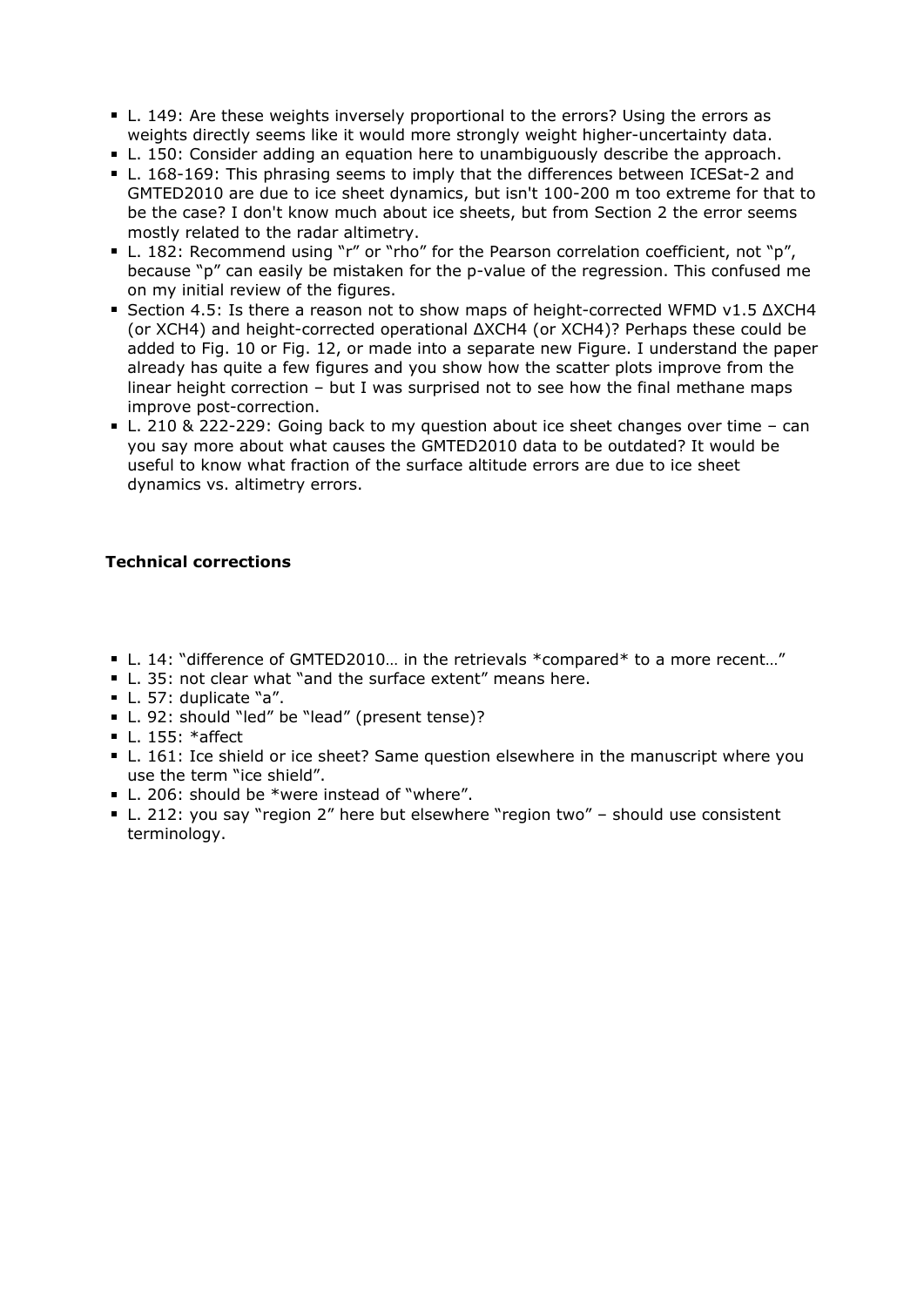- L. 149: Are these weights inversely proportional to the errors? Using the errors as weights directly seems like it would more strongly weight higher-uncertainty data.
- L. 150: Consider adding an equation here to unambiguously describe the approach.
- L. 168-169: This phrasing seems to imply that the differences between ICESat-2 and GMTED2010 are due to ice sheet dynamics, but isn't 100-200 m too extreme for that to be the case? I don't know much about ice sheets, but from Section 2 the error seems mostly related to the radar altimetry.
- L. 182: Recommend using "r" or "rho" for the Pearson correlation coefficient, not "p", because "p" can easily be mistaken for the p-value of the regression. This confused me on my initial review of the figures.
- Section 4.5: Is there a reason not to show maps of height-corrected WFMD v1.5 $\Delta XCH_4$ (or $XCH_4$) and height-corrected operational $\Delta XCH_4$ (or $XCH_4$)? Perhaps these could be added to Fig. 10 or Fig. 12, or made into a separate new Figure. I understand the paper already has quite a few figures and you show how the scatter plots improve from the linear height correction – but I was surprised not to see how the final methane maps improve post-correction.
- L. 210 & 222-229: Going back to my question about ice sheet changes over time – can you say more about what causes the GMTED2010 data to be outdated? It would be useful to know what fraction of the surface altitude errors are due to ice sheet dynamics vs. altimetry errors.

**Technical corrections**

- L. 14: "difference of GMTED2010… in the retrievals *compared* to a more recent…"
- L. 35: not clear what "and the surface extent" means here.
- L. 57: duplicate "a".
- L. 92: should "led" be "lead" (present tense)?
- L. 155: *affect
- L. 161: Ice shield or ice sheet? Same question elsewhere in the manuscript where you use the term "ice shield".
- L. 206: should be *were instead of "where".
- L. 212: you say "region 2" here but elsewhere "region two" – should use consistent terminology.